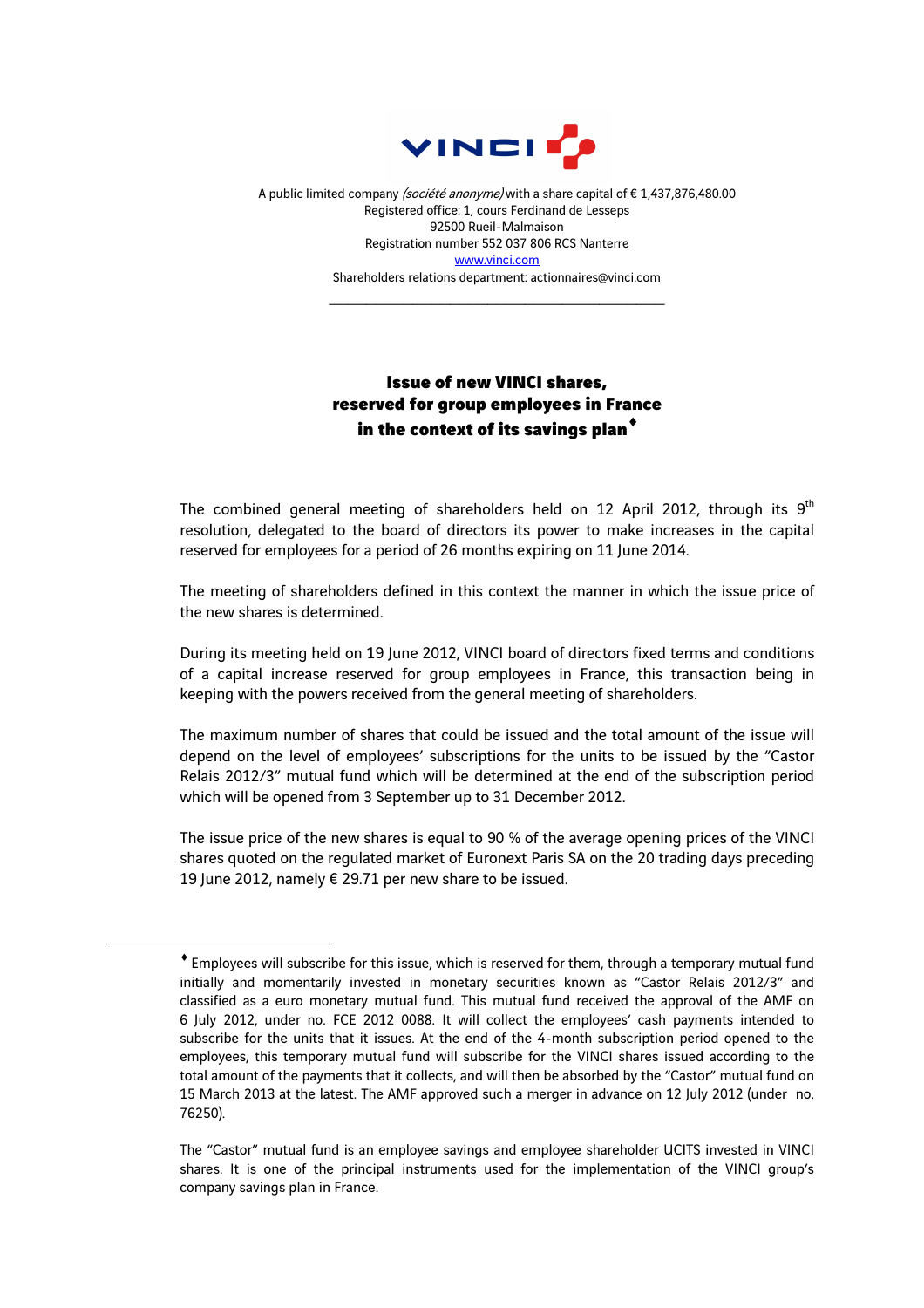A public limited company *(société anonyme)* with a share capital of € 1,437,876,480.00
Registered office: 1, cours Ferdinand de Lesseps
92500 Rueil-Malmaison
Registration number 552 037 806 RCS Nanterre
www.vinci.com
Shareholders relations department: actionnaires@vinci.com

---

# Issue of new VINCI shares, reserved for group employees in France in the context of its savings plan♦

The combined general meeting of shareholders held on 12 April 2012, through its 9th resolution, delegated to the board of directors its power to make increases in the capital reserved for employees for a period of 26 months expiring on 11 June 2014.

The meeting of shareholders defined in this context the manner in which the issue price of the new shares is determined.

During its meeting held on 19 June 2012, VINCI board of directors fixed terms and conditions of a capital increase reserved for group employees in France, this transaction being in keeping with the powers received from the general meeting of shareholders.

The maximum number of shares that could be issued and the total amount of the issue will depend on the level of employees' subscriptions for the units to be issued by the "Castor Relais 2012/3" mutual fund which will be determined at the end of the subscription period which will be opened from 3 September up to 31 December 2012.

The issue price of the new shares is equal to 90 % of the average opening prices of the VINCI shares quoted on the regulated market of Euronext Paris SA on the 20 trading days preceding 19 June 2012, namely € 29.71 per new share to be issued.

---

♦ Employees will subscribe for this issue, which is reserved for them, through a temporary mutual fund initially and momentarily invested in monetary securities known as "Castor Relais 2012/3" and classified as a euro monetary mutual fund. This mutual fund received the approval of the AMF on 6 July 2012, under no. FCE 2012 0088. It will collect the employees' cash payments intended to subscribe for the units that it issues. At the end of the 4-month subscription period opened to the employees, this temporary mutual fund will subscribe for the VINCI shares issued according to the total amount of the payments that it collects, and will then be absorbed by the "Castor" mutual fund on 15 March 2013 at the latest. The AMF approved such a merger in advance on 12 July 2012 (under no. 76250).

The "Castor" mutual fund is an employee savings and employee shareholder UCITS invested in VINCI shares. It is one of the principal instruments used for the implementation of the VINCI group's company savings plan in France.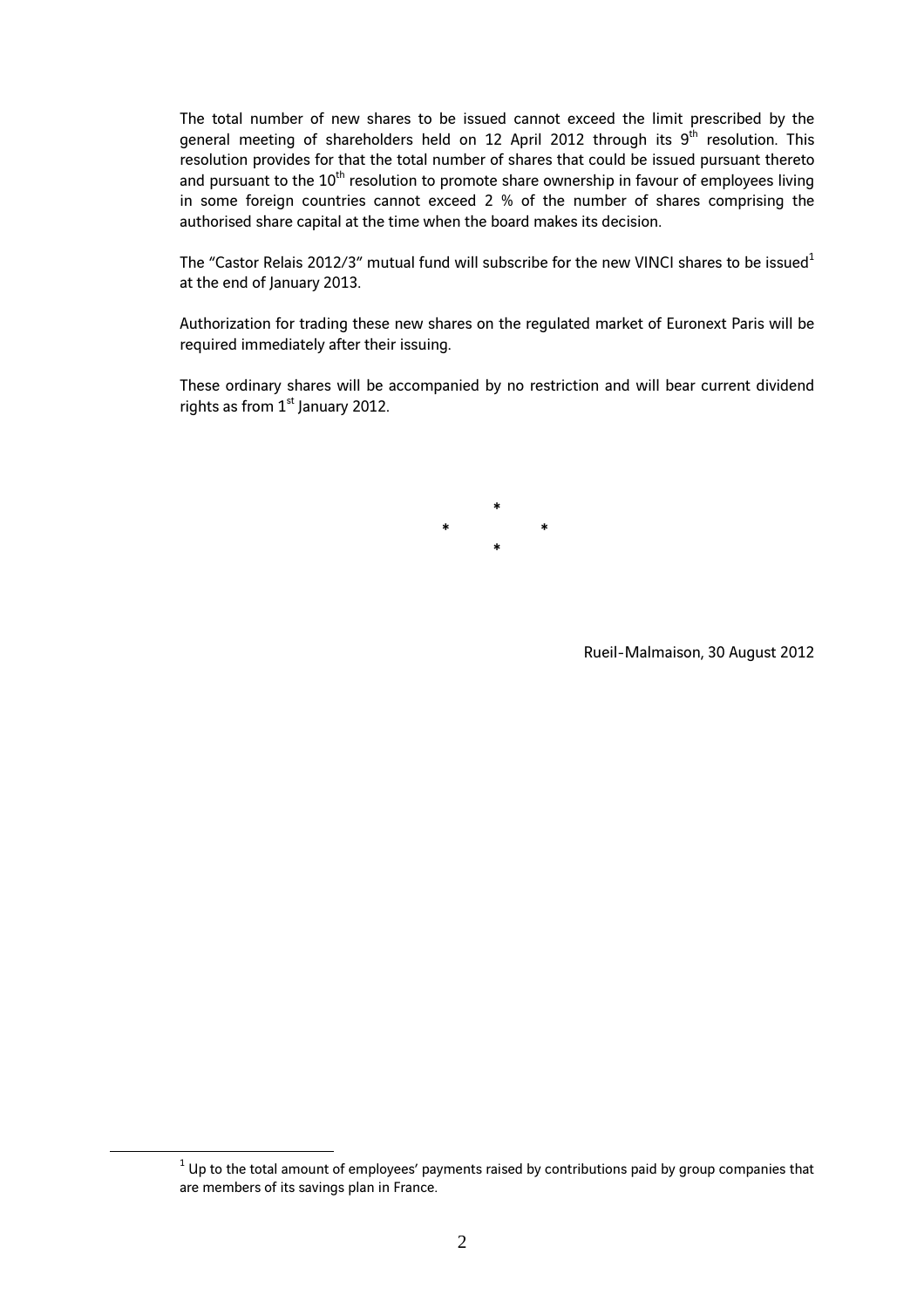The total number of new shares to be issued cannot exceed the limit prescribed by the general meeting of shareholders held on 12 April 2012 through its 9th resolution. This resolution provides for that the total number of shares that could be issued pursuant thereto and pursuant to the 10th resolution to promote share ownership in favour of employees living in some foreign countries cannot exceed 2 % of the number of shares comprising the authorised share capital at the time when the board makes its decision.

The "Castor Relais 2012/3" mutual fund will subscribe for the new VINCI shares to be issued[1] at the end of January 2013.

Authorization for trading these new shares on the regulated market of Euronext Paris will be required immediately after their issuing.

These ordinary shares will be accompanied by no restriction and will bear current dividend rights as from 1st January 2012.

\*

\* \*

\*

Rueil-Malmaison, 30 August 2012

[1] Up to the total amount of employees' payments raised by contributions paid by group companies that are members of its savings plan in France.